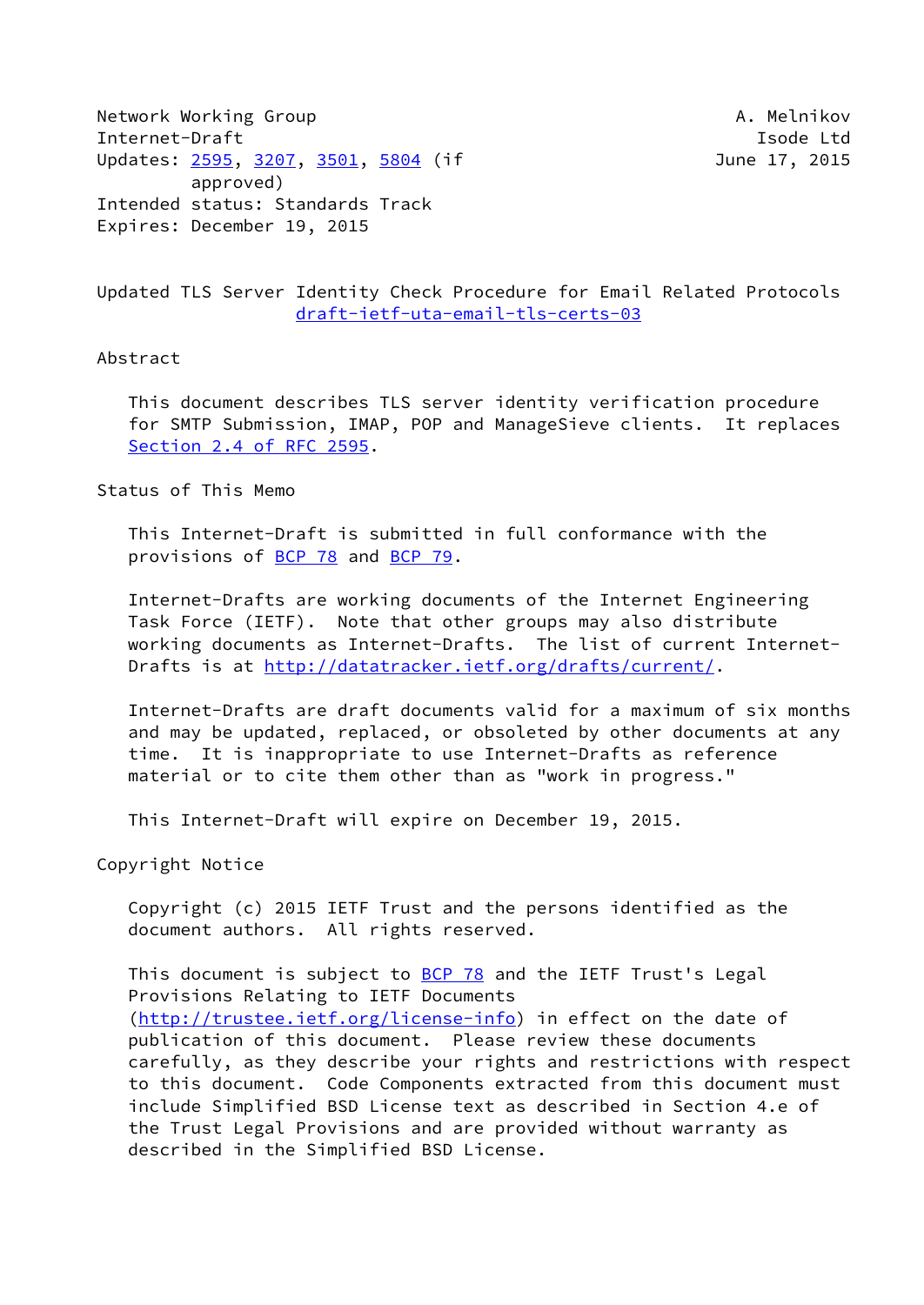Network Working Group A. Melnikov
Internet-Draft Isode Ltd
Updates: 2595, 3207, 3501, 5804 (if June 17, 2015
approved)
Intended status: Standards Track
Expires: December 19, 2015

# Updated TLS Server Identity Check Procedure for Email Related Protocols
draft-ietf-uta-email-tls-certs-03

## Abstract

This document describes TLS server identity verification procedure for SMTP Submission, IMAP, POP and ManageSieve clients. It replaces Section 2.4 of RFC 2595.

## Status of This Memo

This Internet-Draft is submitted in full conformance with the provisions of BCP 78 and BCP 79.

Internet-Drafts are working documents of the Internet Engineering Task Force (IETF). Note that other groups may also distribute working documents as Internet-Drafts. The list of current Internet-Drafts is at http://datatracker.ietf.org/drafts/current/.

Internet-Drafts are draft documents valid for a maximum of six months and may be updated, replaced, or obsoleted by other documents at any time. It is inappropriate to use Internet-Drafts as reference material or to cite them other than as "work in progress."

This Internet-Draft will expire on December 19, 2015.

## Copyright Notice

Copyright (c) 2015 IETF Trust and the persons identified as the document authors. All rights reserved.

This document is subject to BCP 78 and the IETF Trust's Legal Provisions Relating to IETF Documents (http://trustee.ietf.org/license-info) in effect on the date of publication of this document. Please review these documents carefully, as they describe your rights and restrictions with respect to this document. Code Components extracted from this document must include Simplified BSD License text as described in Section 4.e of the Trust Legal Provisions and are provided without warranty as described in the Simplified BSD License.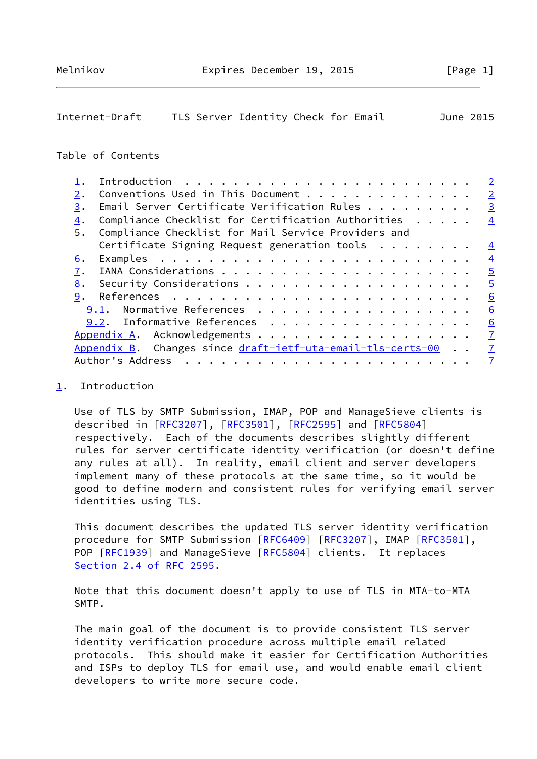Table of Contents

1. Introduction . . . . . . . . . . . . . . . . . . . . . . . . 2
2. Conventions Used in This Document . . . . . . . . . . . . . . 2
3. Email Server Certificate Verification Rules . . . . . . . . . 3
4. Compliance Checklist for Certification Authorities . . . . . 4
5. Compliance Checklist for Mail Service Providers and Certificate Signing Request generation tools . . . . . . . . 4
6. Examples . . . . . . . . . . . . . . . . . . . . . . . . . . 4
7. IANA Considerations . . . . . . . . . . . . . . . . . . . . . 5
8. Security Considerations . . . . . . . . . . . . . . . . . . . 5
9. References . . . . . . . . . . . . . . . . . . . . . . . . . 6
   9.1. Normative References . . . . . . . . . . . . . . . . . . 6
   9.2. Informative References . . . . . . . . . . . . . . . . . 6
Appendix A. Acknowledgements . . . . . . . . . . . . . . . . . . 7
Appendix B. Changes since draft-ietf-uta-email-tls-certs-00 . . 7
Author's Address . . . . . . . . . . . . . . . . . . . . . . . . 7

## 1. Introduction

Use of TLS by SMTP Submission, IMAP, POP and ManageSieve clients is described in [RFC3207], [RFC3501], [RFC2595] and [RFC5804] respectively. Each of the documents describes slightly different rules for server certificate identity verification (or doesn't define any rules at all). In reality, email client and server developers implement many of these protocols at the same time, so it would be good to define modern and consistent rules for verifying email server identities using TLS.

This document describes the updated TLS server identity verification procedure for SMTP Submission [RFC6409] [RFC3207], IMAP [RFC3501], POP [RFC1939] and ManageSieve [RFC5804] clients. It replaces Section 2.4 of RFC 2595.

Note that this document doesn't apply to use of TLS in MTA-to-MTA SMTP.

The main goal of the document is to provide consistent TLS server identity verification procedure across multiple email related protocols. This should make it easier for Certification Authorities and ISPs to deploy TLS for email use, and would enable email client developers to write more secure code.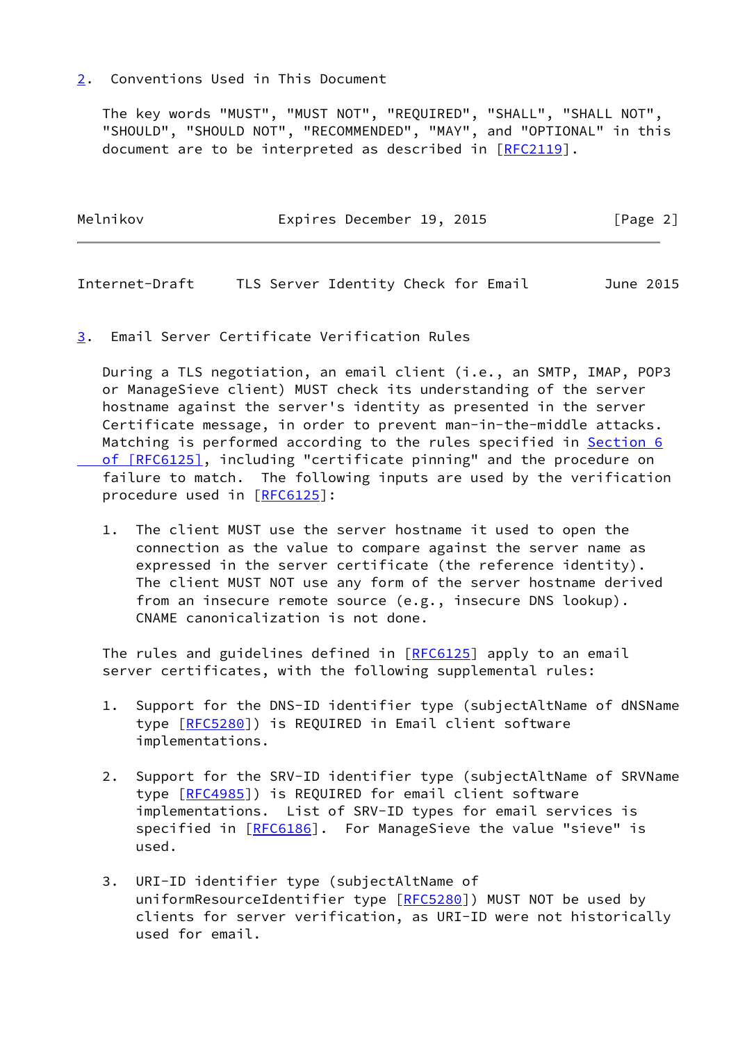## 2. Conventions Used in This Document

The key words "MUST", "MUST NOT", "REQUIRED", "SHALL", "SHALL NOT", "SHOULD", "SHOULD NOT", "RECOMMENDED", "MAY", and "OPTIONAL" in this document are to be interpreted as described in [RFC2119].

## 3. Email Server Certificate Verification Rules

During a TLS negotiation, an email client (i.e., an SMTP, IMAP, POP3 or ManageSieve client) MUST check its understanding of the server hostname against the server's identity as presented in the server Certificate message, in order to prevent man-in-the-middle attacks. Matching is performed according to the rules specified in Section 6 of [RFC6125], including "certificate pinning" and the procedure on failure to match. The following inputs are used by the verification procedure used in [RFC6125]:

1. The client MUST use the server hostname it used to open the connection as the value to compare against the server name as expressed in the server certificate (the reference identity). The client MUST NOT use any form of the server hostname derived from an insecure remote source (e.g., insecure DNS lookup). CNAME canonicalization is not done.

The rules and guidelines defined in [RFC6125] apply to an email server certificates, with the following supplemental rules:

1. Support for the DNS-ID identifier type (subjectAltName of dNSName type [RFC5280]) is REQUIRED in Email client software implementations.

2. Support for the SRV-ID identifier type (subjectAltName of SRVName type [RFC4985]) is REQUIRED for email client software implementations. List of SRV-ID types for email services is specified in [RFC6186]. For ManageSieve the value "sieve" is used.

3. URI-ID identifier type (subjectAltName of uniformResourceIdentifier type [RFC5280]) MUST NOT be used by clients for server verification, as URI-ID were not historically used for email.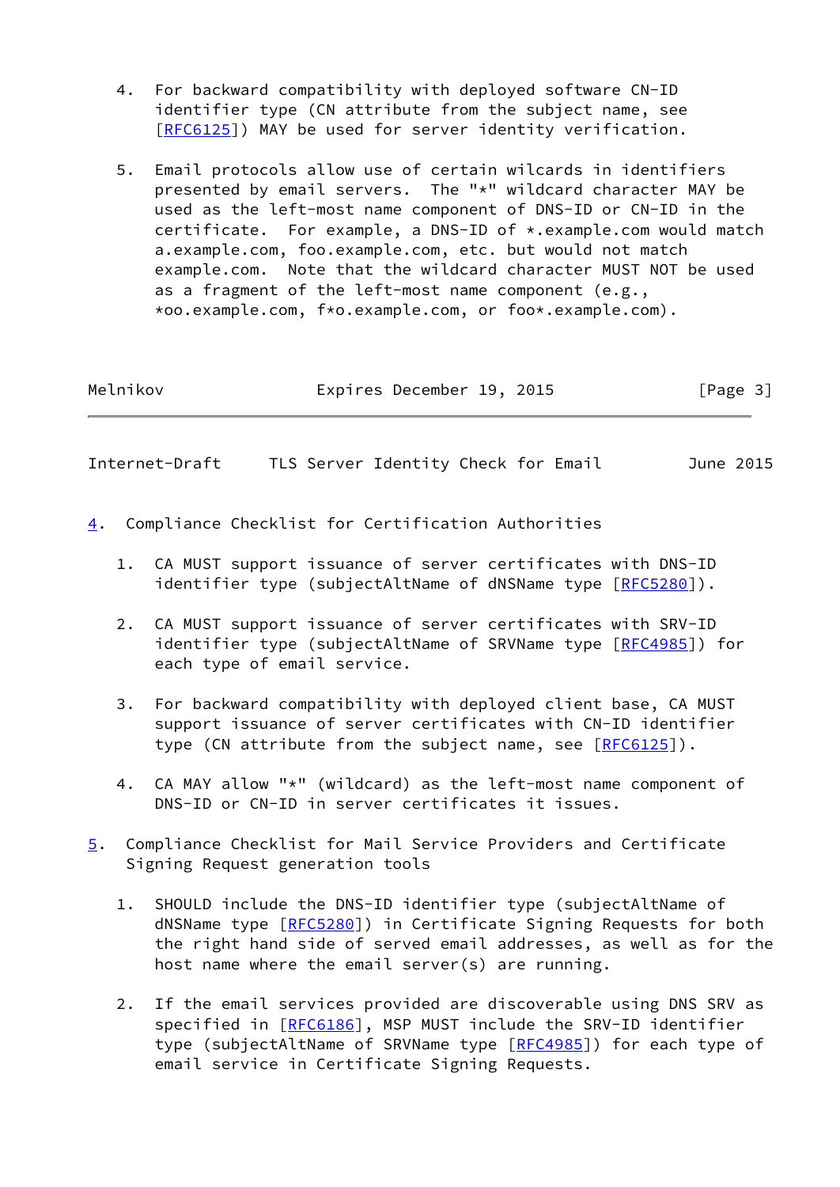4. For backward compatibility with deployed software CN-ID identifier type (CN attribute from the subject name, see [RFC6125]) MAY be used for server identity verification.

5. Email protocols allow use of certain wilcards in identifiers presented by email servers. The "*" wildcard character MAY be used as the left-most name component of DNS-ID or CN-ID in the certificate. For example, a DNS-ID of *.example.com would match a.example.com, foo.example.com, etc. but would not match example.com. Note that the wildcard character MUST NOT be used as a fragment of the left-most name component (e.g., *oo.example.com, f*o.example.com, or foo*.example.com).

## 4. Compliance Checklist for Certification Authorities

1. CA MUST support issuance of server certificates with DNS-ID identifier type (subjectAltName of dNSName type [RFC5280]).

2. CA MUST support issuance of server certificates with SRV-ID identifier type (subjectAltName of SRVName type [RFC4985]) for each type of email service.

3. For backward compatibility with deployed client base, CA MUST support issuance of server certificates with CN-ID identifier type (CN attribute from the subject name, see [RFC6125]).

4. CA MAY allow "*" (wildcard) as the left-most name component of DNS-ID or CN-ID in server certificates it issues.

## 5. Compliance Checklist for Mail Service Providers and Certificate Signing Request generation tools

1. SHOULD include the DNS-ID identifier type (subjectAltName of dNSName type [RFC5280]) in Certificate Signing Requests for both the right hand side of served email addresses, as well as for the host name where the email server(s) are running.

2. If the email services provided are discoverable using DNS SRV as specified in [RFC6186], MSP MUST include the SRV-ID identifier type (subjectAltName of SRVName type [RFC4985]) for each type of email service in Certificate Signing Requests.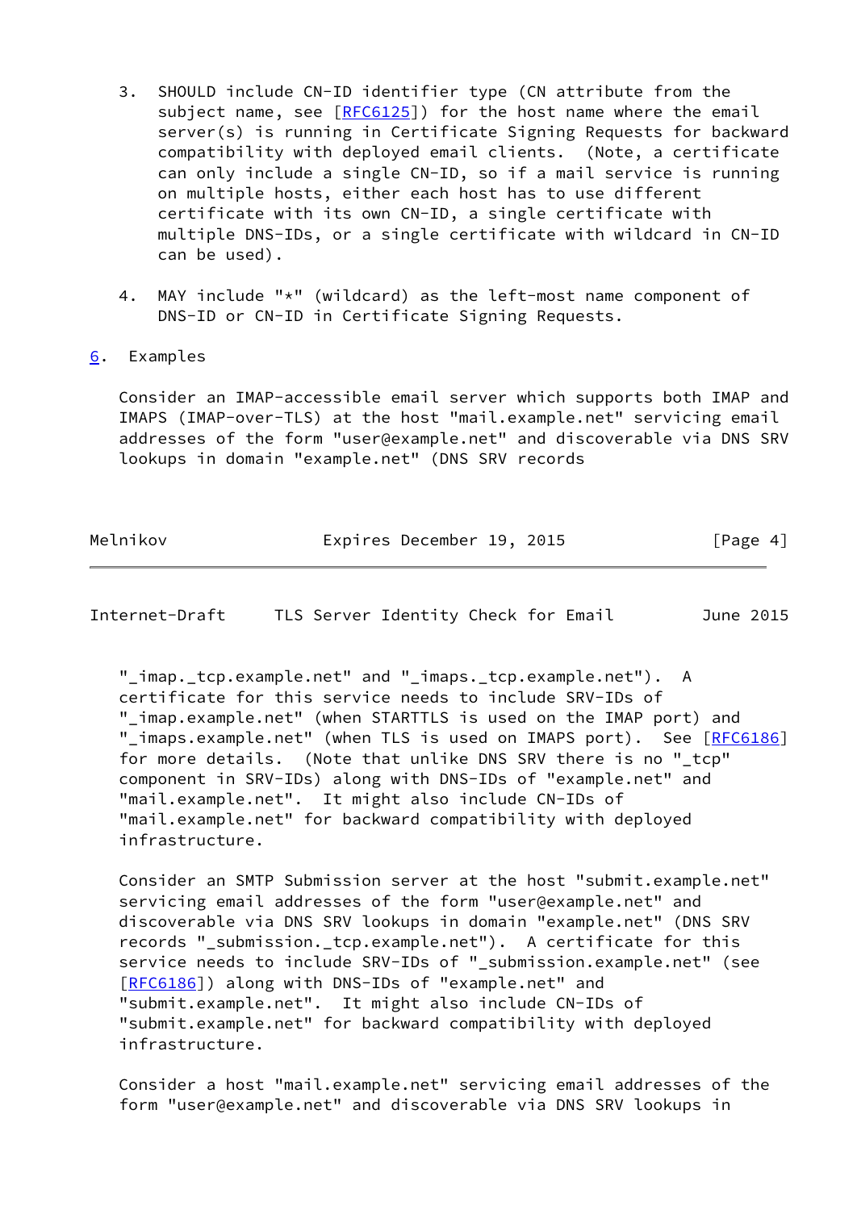3. SHOULD include CN-ID identifier type (CN attribute from the subject name, see [RFC6125]) for the host name where the email server(s) is running in Certificate Signing Requests for backward compatibility with deployed email clients. (Note, a certificate can only include a single CN-ID, so if a mail service is running on multiple hosts, either each host has to use different certificate with its own CN-ID, a single certificate with multiple DNS-IDs, or a single certificate with wildcard in CN-ID can be used).

4. MAY include "*" (wildcard) as the left-most name component of DNS-ID or CN-ID in Certificate Signing Requests.

## 6. Examples

Consider an IMAP-accessible email server which supports both IMAP and IMAPS (IMAP-over-TLS) at the host "mail.example.net" servicing email addresses of the form "user@example.net" and discoverable via DNS SRV lookups in domain "example.net" (DNS SRV records "_imap._tcp.example.net" and "_imaps._tcp.example.net"). A certificate for this service needs to include SRV-IDs of "_imap.example.net" (when STARTTLS is used on the IMAP port) and "_imaps.example.net" (when TLS is used on IMAPS port). See [RFC6186] for more details. (Note that unlike DNS SRV there is no "_tcp" component in SRV-IDs) along with DNS-IDs of "example.net" and "mail.example.net". It might also include CN-IDs of "mail.example.net" for backward compatibility with deployed infrastructure.

Consider an SMTP Submission server at the host "submit.example.net" servicing email addresses of the form "user@example.net" and discoverable via DNS SRV lookups in domain "example.net" (DNS SRV records "_submission._tcp.example.net"). A certificate for this service needs to include SRV-IDs of "_submission.example.net" (see [RFC6186]) along with DNS-IDs of "example.net" and "submit.example.net". It might also include CN-IDs of "submit.example.net" for backward compatibility with deployed infrastructure.

Consider a host "mail.example.net" servicing email addresses of the form "user@example.net" and discoverable via DNS SRV lookups in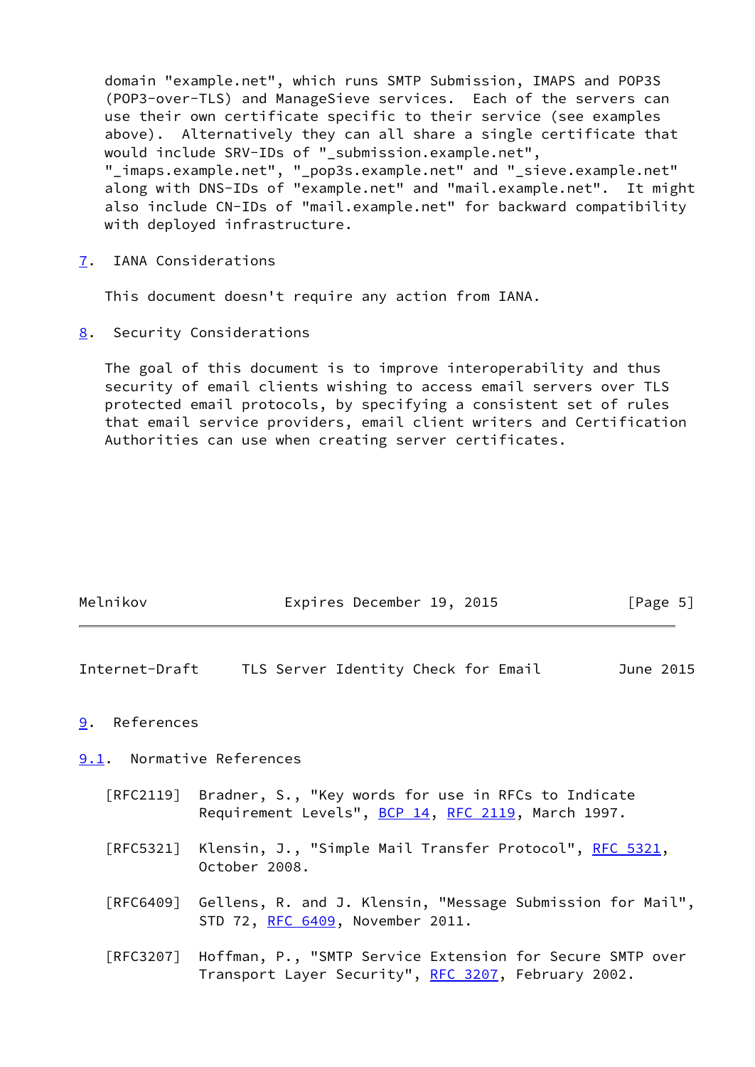domain "example.net", which runs SMTP Submission, IMAPS and POP3S (POP3-over-TLS) and ManageSieve services. Each of the servers can use their own certificate specific to their service (see examples above). Alternatively they can all share a single certificate that would include SRV-IDs of "_submission.example.net", "_imaps.example.net", "_pop3s.example.net" and "_sieve.example.net" along with DNS-IDs of "example.net" and "mail.example.net". It might also include CN-IDs of "mail.example.net" for backward compatibility with deployed infrastructure.

## 7. IANA Considerations

This document doesn't require any action from IANA.

## 8. Security Considerations

The goal of this document is to improve interoperability and thus security of email clients wishing to access email servers over TLS protected email protocols, by specifying a consistent set of rules that email service providers, email client writers and Certification Authorities can use when creating server certificates.

## 9. References

### 9.1. Normative References

[RFC2119] Bradner, S., "Key words for use in RFCs to Indicate Requirement Levels", BCP 14, RFC 2119, March 1997.

[RFC5321] Klensin, J., "Simple Mail Transfer Protocol", RFC 5321, October 2008.

[RFC6409] Gellens, R. and J. Klensin, "Message Submission for Mail", STD 72, RFC 6409, November 2011.

[RFC3207] Hoffman, P., "SMTP Service Extension for Secure SMTP over Transport Layer Security", RFC 3207, February 2002.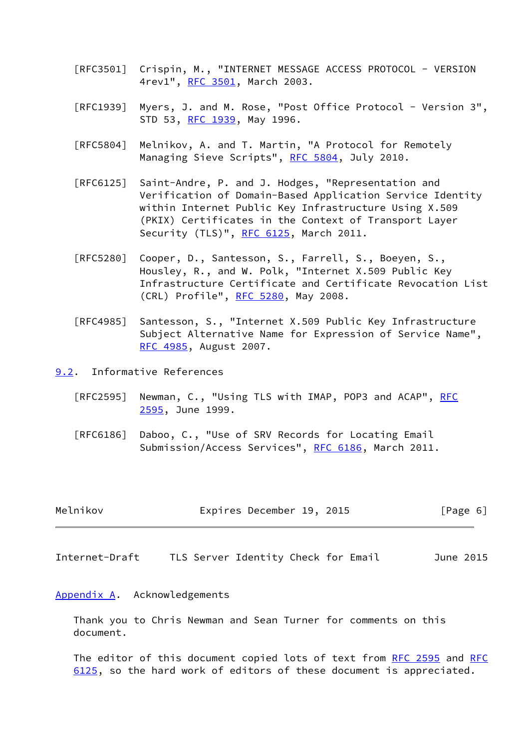[RFC3501] Crispin, M., "INTERNET MESSAGE ACCESS PROTOCOL - VERSION 4rev1", RFC 3501, March 2003.

[RFC1939] Myers, J. and M. Rose, "Post Office Protocol - Version 3", STD 53, RFC 1939, May 1996.

[RFC5804] Melnikov, A. and T. Martin, "A Protocol for Remotely Managing Sieve Scripts", RFC 5804, July 2010.

[RFC6125] Saint-Andre, P. and J. Hodges, "Representation and Verification of Domain-Based Application Service Identity within Internet Public Key Infrastructure Using X.509 (PKIX) Certificates in the Context of Transport Layer Security (TLS)", RFC 6125, March 2011.

[RFC5280] Cooper, D., Santesson, S., Farrell, S., Boeyen, S., Housley, R., and W. Polk, "Internet X.509 Public Key Infrastructure Certificate and Certificate Revocation List (CRL) Profile", RFC 5280, May 2008.

[RFC4985] Santesson, S., "Internet X.509 Public Key Infrastructure Subject Alternative Name for Expression of Service Name", RFC 4985, August 2007.

## 9.2. Informative References

[RFC2595] Newman, C., "Using TLS with IMAP, POP3 and ACAP", RFC 2595, June 1999.

[RFC6186] Daboo, C., "Use of SRV Records for Locating Email Submission/Access Services", RFC 6186, March 2011.

# Appendix A. Acknowledgements

Thank you to Chris Newman and Sean Turner for comments on this document.

The editor of this document copied lots of text from RFC 2595 and RFC 6125, so the hard work of editors of these document is appreciated.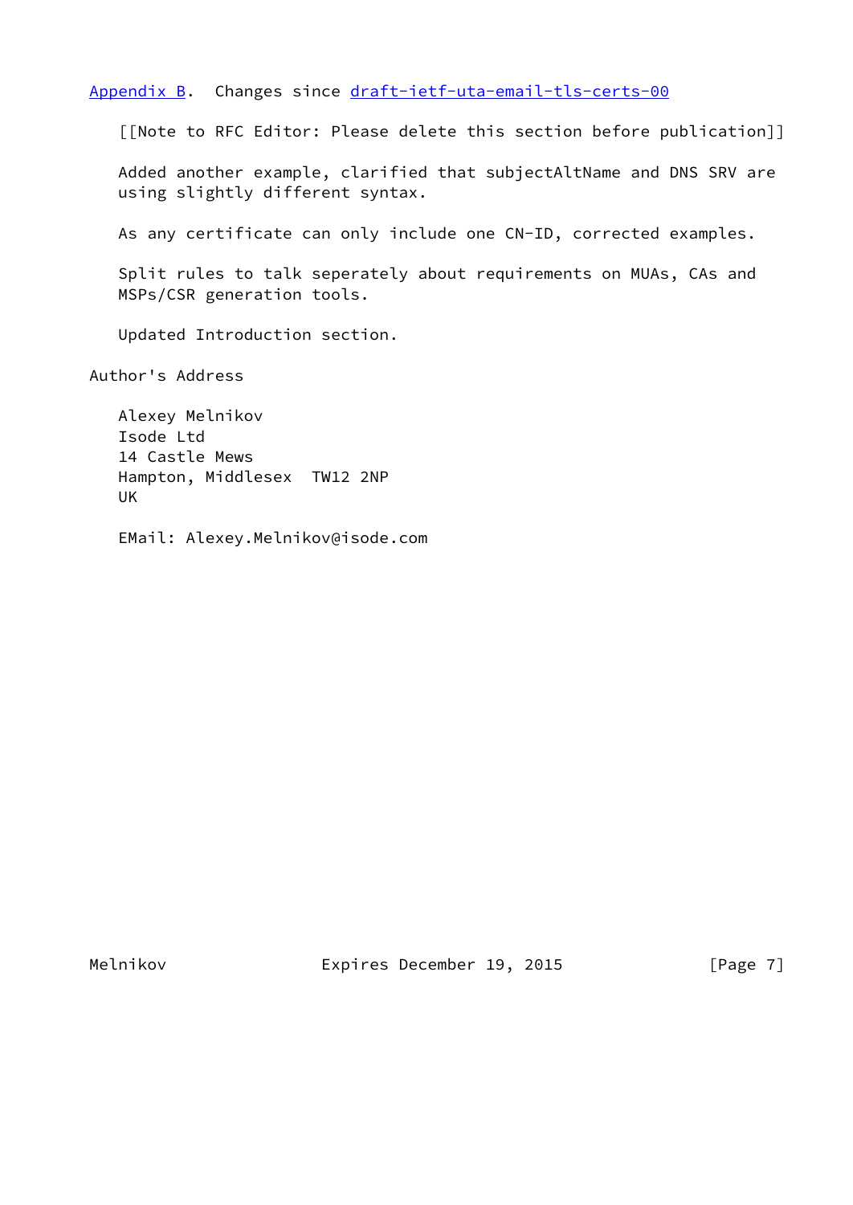## Appendix B. Changes since draft-ietf-uta-email-tls-certs-00

[[Note to RFC Editor: Please delete this section before publication]]

Added another example, clarified that subjectAltName and DNS SRV are using slightly different syntax.

As any certificate can only include one CN-ID, corrected examples.

Split rules to talk seperately about requirements on MUAs, CAs and MSPs/CSR generation tools.

Updated Introduction section.

## Author's Address

Alexey Melnikov
Isode Ltd
14 Castle Mews
Hampton, Middlesex  TW12 2NP
UK

EMail: Alexey.Melnikov@isode.com